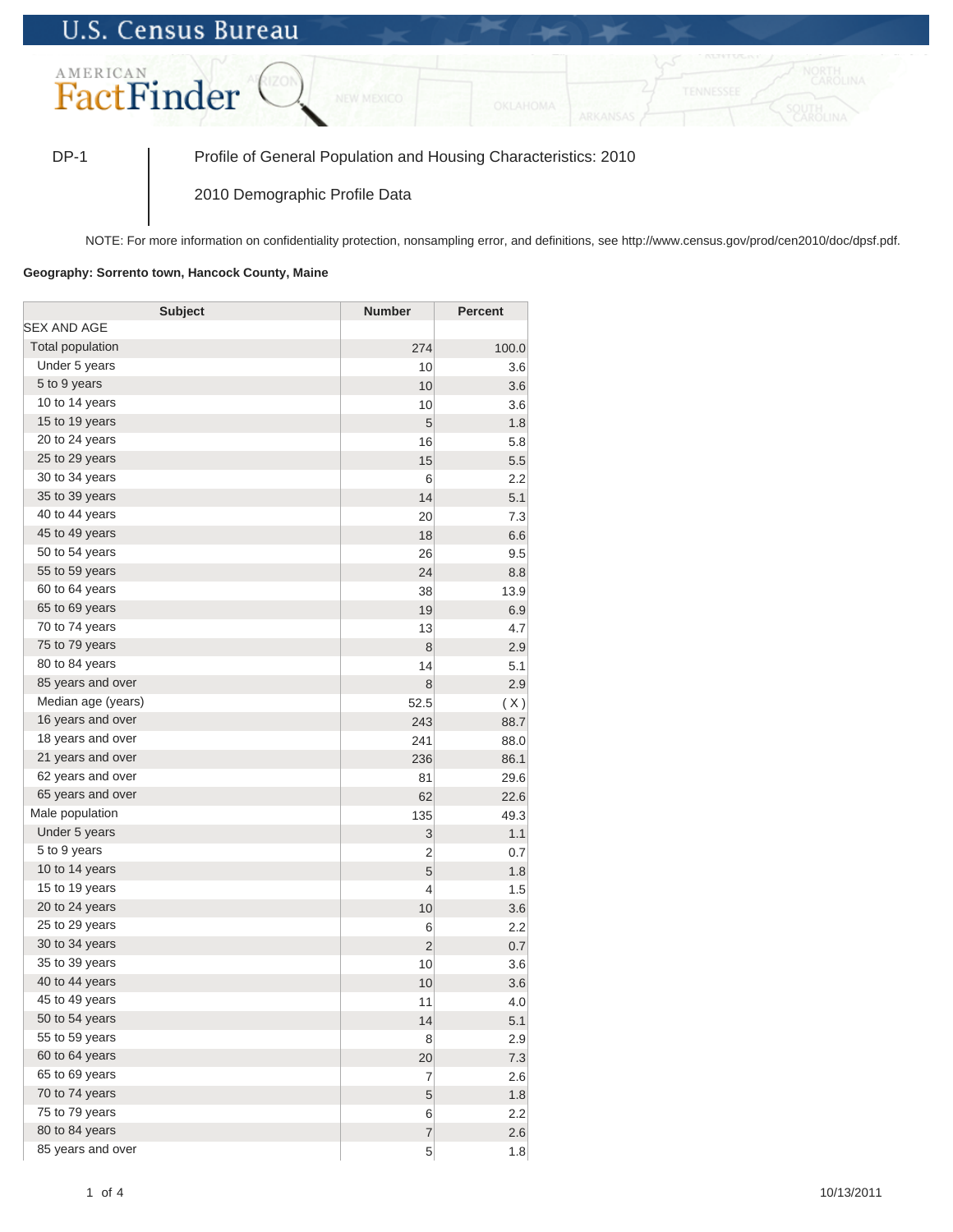U.S. Census Bureau

AMERICAN FactFinder

DP-1 | Profile of General Population and Housing Characteristics: 2010

2010 Demographic Profile Data

NOTE: For more information on confidentiality protection, nonsampling error, and definitions, see http://www.census.gov/prod/cen2010/doc/dpsf.pdf.

**Geography: Sorrento town, Hancock County, Maine**

| Subject | Number | Percent |
|---|---|---|
| SEX AND AGE | | |
| Total population | 274 | 100.0 |
| Under 5 years | 10 | 3.6 |
| 5 to 9 years | 10 | 3.6 |
| 10 to 14 years | 10 | 3.6 |
| 15 to 19 years | 5 | 1.8 |
| 20 to 24 years | 16 | 5.8 |
| 25 to 29 years | 15 | 5.5 |
| 30 to 34 years | 6 | 2.2 |
| 35 to 39 years | 14 | 5.1 |
| 40 to 44 years | 20 | 7.3 |
| 45 to 49 years | 18 | 6.6 |
| 50 to 54 years | 26 | 9.5 |
| 55 to 59 years | 24 | 8.8 |
| 60 to 64 years | 38 | 13.9 |
| 65 to 69 years | 19 | 6.9 |
| 70 to 74 years | 13 | 4.7 |
| 75 to 79 years | 8 | 2.9 |
| 80 to 84 years | 14 | 5.1 |
| 85 years and over | 8 | 2.9 |
| Median age (years) | 52.5 | ( X ) |
| 16 years and over | 243 | 88.7 |
| 18 years and over | 241 | 88.0 |
| 21 years and over | 236 | 86.1 |
| 62 years and over | 81 | 29.6 |
| 65 years and over | 62 | 22.6 |
| Male population | 135 | 49.3 |
| Under 5 years | 3 | 1.1 |
| 5 to 9 years | 2 | 0.7 |
| 10 to 14 years | 5 | 1.8 |
| 15 to 19 years | 4 | 1.5 |
| 20 to 24 years | 10 | 3.6 |
| 25 to 29 years | 6 | 2.2 |
| 30 to 34 years | 2 | 0.7 |
| 35 to 39 years | 10 | 3.6 |
| 40 to 44 years | 10 | 3.6 |
| 45 to 49 years | 11 | 4.0 |
| 50 to 54 years | 14 | 5.1 |
| 55 to 59 years | 8 | 2.9 |
| 60 to 64 years | 20 | 7.3 |
| 65 to 69 years | 7 | 2.6 |
| 70 to 74 years | 5 | 1.8 |
| 75 to 79 years | 6 | 2.2 |
| 80 to 84 years | 7 | 2.6 |
| 85 years and over | 5 | 1.8 |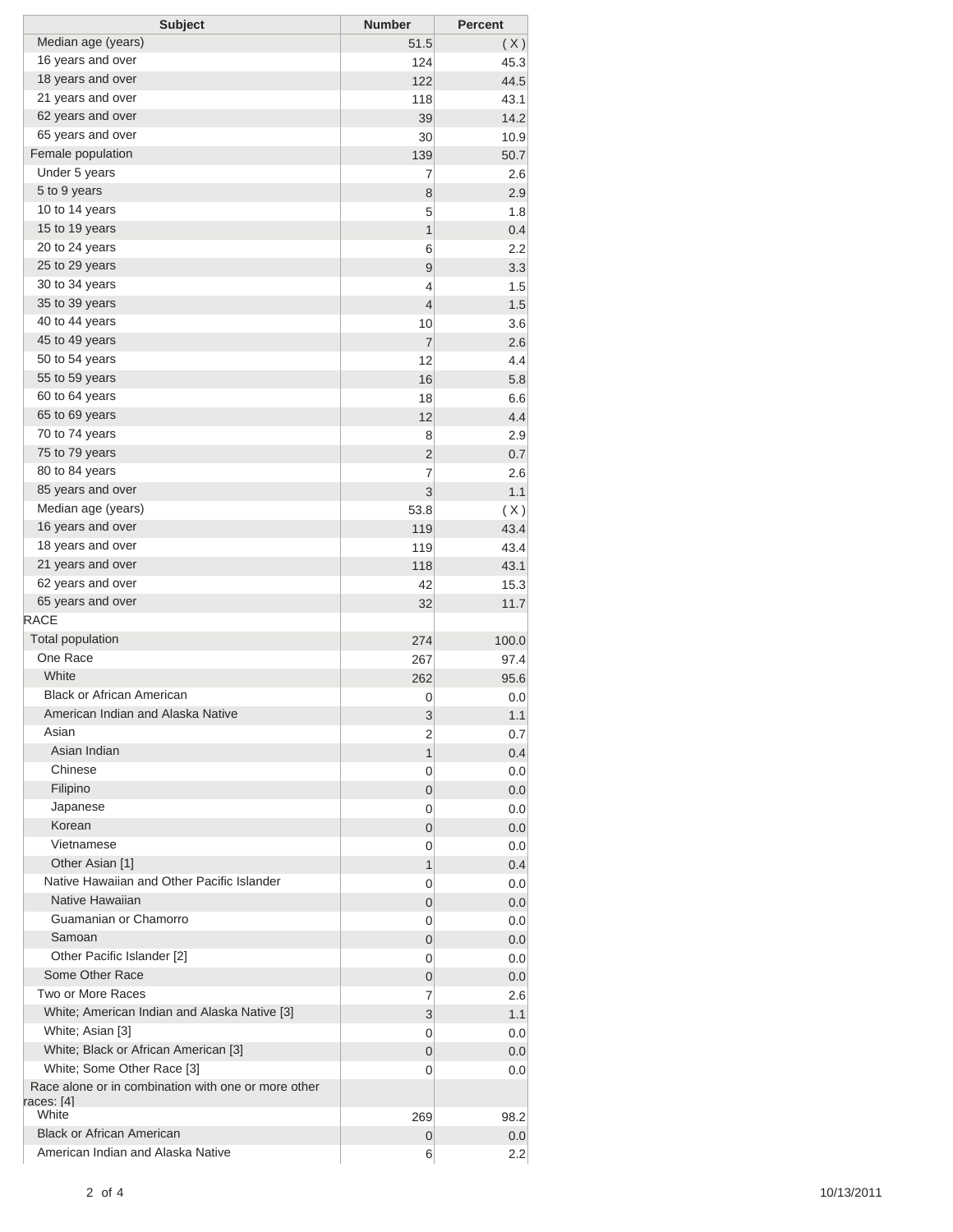| Subject | Number | Percent |
|---|---|---|
| Median age (years) | 51.5 | ( X ) |
| 16 years and over | 124 | 45.3 |
| 18 years and over | 122 | 44.5 |
| 21 years and over | 118 | 43.1 |
| 62 years and over | 39 | 14.2 |
| 65 years and over | 30 | 10.9 |
| Female population | 139 | 50.7 |
| Under 5 years | 7 | 2.6 |
| 5 to 9 years | 8 | 2.9 |
| 10 to 14 years | 5 | 1.8 |
| 15 to 19 years | 1 | 0.4 |
| 20 to 24 years | 6 | 2.2 |
| 25 to 29 years | 9 | 3.3 |
| 30 to 34 years | 4 | 1.5 |
| 35 to 39 years | 4 | 1.5 |
| 40 to 44 years | 10 | 3.6 |
| 45 to 49 years | 7 | 2.6 |
| 50 to 54 years | 12 | 4.4 |
| 55 to 59 years | 16 | 5.8 |
| 60 to 64 years | 18 | 6.6 |
| 65 to 69 years | 12 | 4.4 |
| 70 to 74 years | 8 | 2.9 |
| 75 to 79 years | 2 | 0.7 |
| 80 to 84 years | 7 | 2.6 |
| 85 years and over | 3 | 1.1 |
| Median age (years) | 53.8 | ( X ) |
| 16 years and over | 119 | 43.4 |
| 18 years and over | 119 | 43.4 |
| 21 years and over | 118 | 43.1 |
| 62 years and over | 42 | 15.3 |
| 65 years and over | 32 | 11.7 |
| RACE | | |
| Total population | 274 | 100.0 |
| One Race | 267 | 97.4 |
| White | 262 | 95.6 |
| Black or African American | 0 | 0.0 |
| American Indian and Alaska Native | 3 | 1.1 |
| Asian | 2 | 0.7 |
| Asian Indian | 1 | 0.4 |
| Chinese | 0 | 0.0 |
| Filipino | 0 | 0.0 |
| Japanese | 0 | 0.0 |
| Korean | 0 | 0.0 |
| Vietnamese | 0 | 0.0 |
| Other Asian [1] | 1 | 0.4 |
| Native Hawaiian and Other Pacific Islander | 0 | 0.0 |
| Native Hawaiian | 0 | 0.0 |
| Guamanian or Chamorro | 0 | 0.0 |
| Samoan | 0 | 0.0 |
| Other Pacific Islander [2] | 0 | 0.0 |
| Some Other Race | 0 | 0.0 |
| Two or More Races | 7 | 2.6 |
| White; American Indian and Alaska Native [3] | 3 | 1.1 |
| White; Asian [3] | 0 | 0.0 |
| White; Black or African American [3] | 0 | 0.0 |
| White; Some Other Race [3] | 0 | 0.0 |
| Race alone or in combination with one or more other races: [4] | | |
| White | 269 | 98.2 |
| Black or African American | 0 | 0.0 |
| American Indian and Alaska Native | 6 | 2.2 |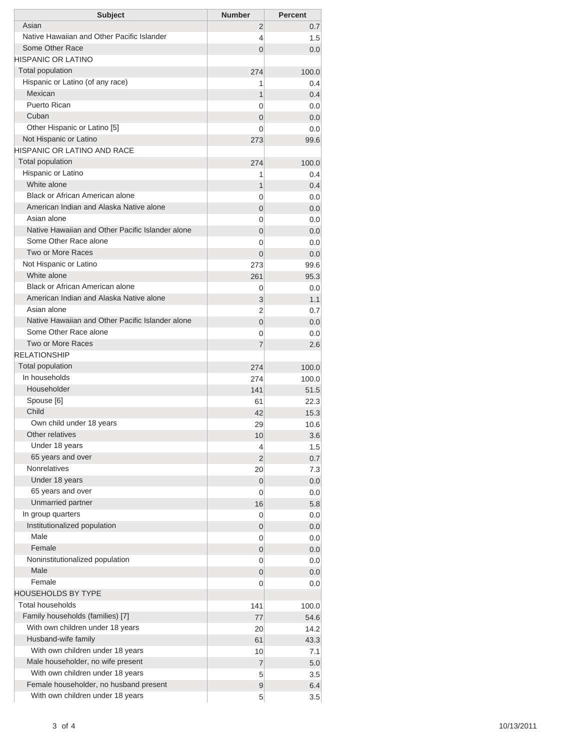| Subject | Number | Percent |
|---|---|---|
| Asian | 2 | 0.7 |
| Native Hawaiian and Other Pacific Islander | 4 | 1.5 |
| Some Other Race | 0 | 0.0 |
| HISPANIC OR LATINO | | |
| Total population | 274 | 100.0 |
| Hispanic or Latino (of any race) | 1 | 0.4 |
| Mexican | 1 | 0.4 |
| Puerto Rican | 0 | 0.0 |
| Cuban | 0 | 0.0 |
| Other Hispanic or Latino [5] | 0 | 0.0 |
| Not Hispanic or Latino | 273 | 99.6 |
| HISPANIC OR LATINO AND RACE | | |
| Total population | 274 | 100.0 |
| Hispanic or Latino | 1 | 0.4 |
| White alone | 1 | 0.4 |
| Black or African American alone | 0 | 0.0 |
| American Indian and Alaska Native alone | 0 | 0.0 |
| Asian alone | 0 | 0.0 |
| Native Hawaiian and Other Pacific Islander alone | 0 | 0.0 |
| Some Other Race alone | 0 | 0.0 |
| Two or More Races | 0 | 0.0 |
| Not Hispanic or Latino | 273 | 99.6 |
| White alone | 261 | 95.3 |
| Black or African American alone | 0 | 0.0 |
| American Indian and Alaska Native alone | 3 | 1.1 |
| Asian alone | 2 | 0.7 |
| Native Hawaiian and Other Pacific Islander alone | 0 | 0.0 |
| Some Other Race alone | 0 | 0.0 |
| Two or More Races | 7 | 2.6 |
| RELATIONSHIP | | |
| Total population | 274 | 100.0 |
| In households | 274 | 100.0 |
| Householder | 141 | 51.5 |
| Spouse [6] | 61 | 22.3 |
| Child | 42 | 15.3 |
| Own child under 18 years | 29 | 10.6 |
| Other relatives | 10 | 3.6 |
| Under 18 years | 4 | 1.5 |
| 65 years and over | 2 | 0.7 |
| Nonrelatives | 20 | 7.3 |
| Under 18 years | 0 | 0.0 |
| 65 years and over | 0 | 0.0 |
| Unmarried partner | 16 | 5.8 |
| In group quarters | 0 | 0.0 |
| Institutionalized population | 0 | 0.0 |
| Male | 0 | 0.0 |
| Female | 0 | 0.0 |
| Noninstitutionalized population | 0 | 0.0 |
| Male | 0 | 0.0 |
| Female | 0 | 0.0 |
| HOUSEHOLDS BY TYPE | | |
| Total households | 141 | 100.0 |
| Family households (families) [7] | 77 | 54.6 |
| With own children under 18 years | 20 | 14.2 |
| Husband-wife family | 61 | 43.3 |
| With own children under 18 years | 10 | 7.1 |
| Male householder, no wife present | 7 | 5.0 |
| With own children under 18 years | 5 | 3.5 |
| Female householder, no husband present | 9 | 6.4 |
| With own children under 18 years | 5 | 3.5 |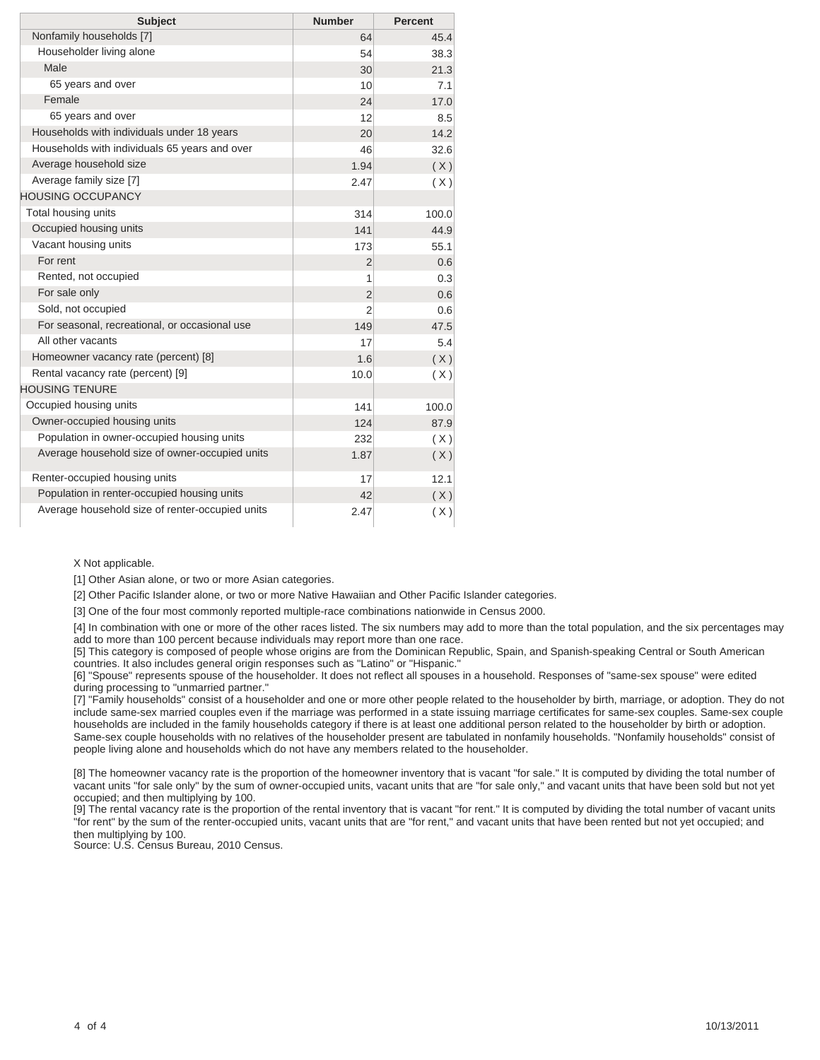| Subject | Number | Percent |
|---|---|---|
| Nonfamily households [7] | 64 | 45.4 |
| Householder living alone | 54 | 38.3 |
| Male | 30 | 21.3 |
| 65 years and over | 10 | 7.1 |
| Female | 24 | 17.0 |
| 65 years and over | 12 | 8.5 |
| Households with individuals under 18 years | 20 | 14.2 |
| Households with individuals 65 years and over | 46 | 32.6 |
| Average household size | 1.94 | ( X ) |
| Average family size [7] | 2.47 | ( X ) |
| HOUSING OCCUPANCY | | |
| Total housing units | 314 | 100.0 |
| Occupied housing units | 141 | 44.9 |
| Vacant housing units | 173 | 55.1 |
| For rent | 2 | 0.6 |
| Rented, not occupied | 1 | 0.3 |
| For sale only | 2 | 0.6 |
| Sold, not occupied | 2 | 0.6 |
| For seasonal, recreational, or occasional use | 149 | 47.5 |
| All other vacants | 17 | 5.4 |
| Homeowner vacancy rate (percent) [8] | 1.6 | ( X ) |
| Rental vacancy rate (percent) [9] | 10.0 | ( X ) |
| HOUSING TENURE | | |
| Occupied housing units | 141 | 100.0 |
| Owner-occupied housing units | 124 | 87.9 |
| Population in owner-occupied housing units | 232 | ( X ) |
| Average household size of owner-occupied units | 1.87 | ( X ) |
| Renter-occupied housing units | 17 | 12.1 |
| Population in renter-occupied housing units | 42 | ( X ) |
| Average household size of renter-occupied units | 2.47 | ( X ) |

X Not applicable.

[1] Other Asian alone, or two or more Asian categories.

[2] Other Pacific Islander alone, or two or more Native Hawaiian and Other Pacific Islander categories.

[3] One of the four most commonly reported multiple-race combinations nationwide in Census 2000.

[4] In combination with one or more of the other races listed. The six numbers may add to more than the total population, and the six percentages may add to more than 100 percent because individuals may report more than one race.

[5] This category is composed of people whose origins are from the Dominican Republic, Spain, and Spanish-speaking Central or South American countries. It also includes general origin responses such as "Latino" or "Hispanic."

[6] "Spouse" represents spouse of the householder. It does not reflect all spouses in a household. Responses of "same-sex spouse" were edited during processing to "unmarried partner."

[7] "Family households" consist of a householder and one or more other people related to the householder by birth, marriage, or adoption. They do not include same-sex married couples even if the marriage was performed in a state issuing marriage certificates for same-sex couples. Same-sex couple households are included in the family households category if there is at least one additional person related to the householder by birth or adoption. Same-sex couple households with no relatives of the householder present are tabulated in nonfamily households. "Nonfamily households" consist of people living alone and households which do not have any members related to the householder.

[8] The homeowner vacancy rate is the proportion of the homeowner inventory that is vacant "for sale." It is computed by dividing the total number of vacant units "for sale only" by the sum of owner-occupied units, vacant units that are "for sale only," and vacant units that have been sold but not yet occupied; and then multiplying by 100.

[9] The rental vacancy rate is the proportion of the rental inventory that is vacant "for rent." It is computed by dividing the total number of vacant units "for rent" by the sum of the renter-occupied units, vacant units that are "for rent," and vacant units that have been rented but not yet occupied; and then multiplying by 100.

Source: U.S. Census Bureau, 2010 Census.